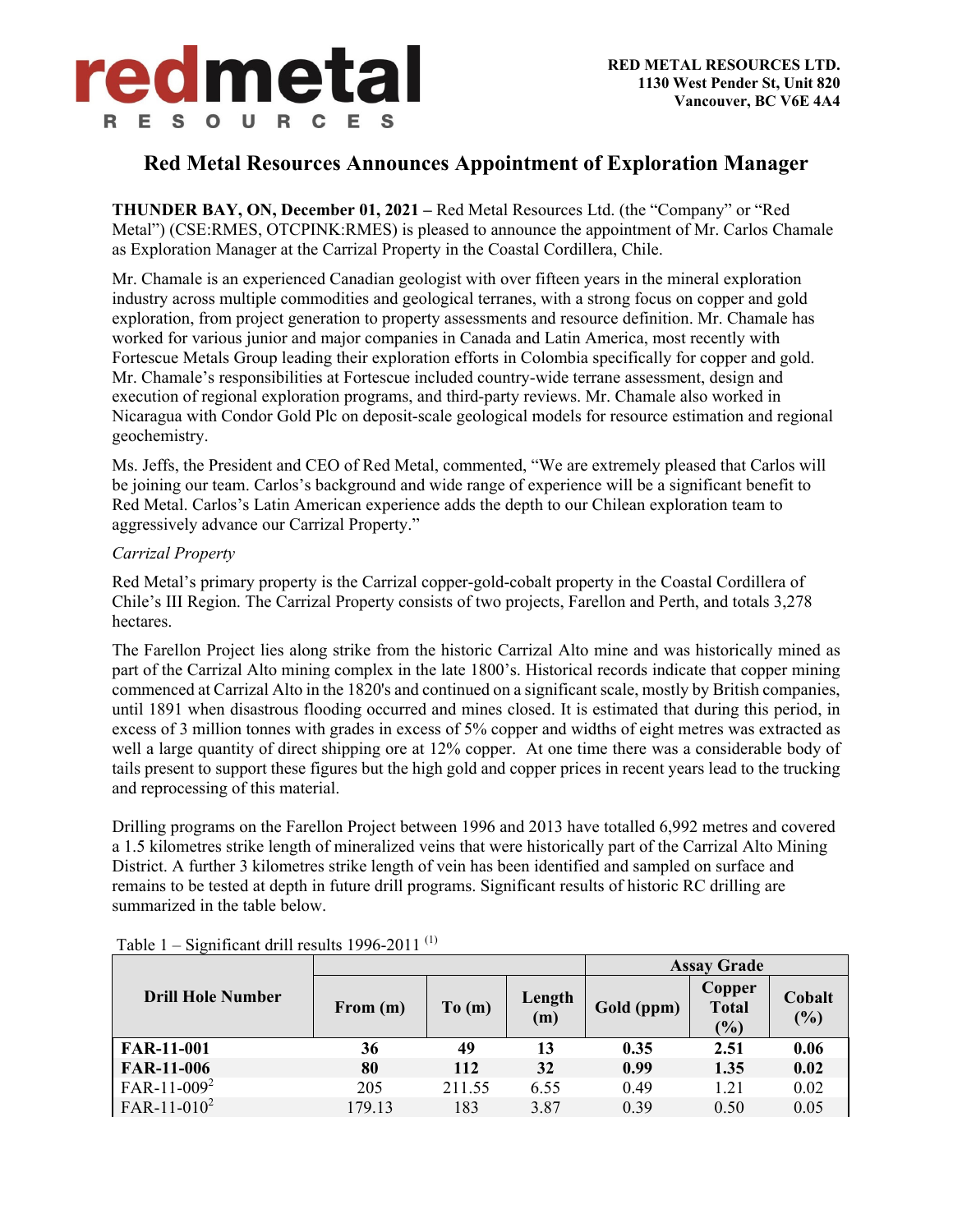**redmetal**
**RESOURCES**

**RED METAL RESOURCES LTD.**
**1130 West Pender St, Unit 820**
**Vancouver, BC V6E 4A4**

# Red Metal Resources Announces Appointment of Exploration Manager

**THUNDER BAY, ON, December 01, 2021 –** Red Metal Resources Ltd. (the "Company" or "Red Metal") (CSE:RMES, OTCPINK:RMES) is pleased to announce the appointment of Mr. Carlos Chamale as Exploration Manager at the Carrizal Property in the Coastal Cordillera, Chile.

Mr. Chamale is an experienced Canadian geologist with over fifteen years in the mineral exploration industry across multiple commodities and geological terranes, with a strong focus on copper and gold exploration, from project generation to property assessments and resource definition. Mr. Chamale has worked for various junior and major companies in Canada and Latin America, most recently with Fortescue Metals Group leading their exploration efforts in Colombia specifically for copper and gold. Mr. Chamale's responsibilities at Fortescue included country-wide terrane assessment, design and execution of regional exploration programs, and third-party reviews. Mr. Chamale also worked in Nicaragua with Condor Gold Plc on deposit-scale geological models for resource estimation and regional geochemistry.

Ms. Jeffs, the President and CEO of Red Metal, commented, "We are extremely pleased that Carlos will be joining our team. Carlos's background and wide range of experience will be a significant benefit to Red Metal. Carlos's Latin American experience adds the depth to our Chilean exploration team to aggressively advance our Carrizal Property."

*Carrizal Property*

Red Metal's primary property is the Carrizal copper-gold-cobalt property in the Coastal Cordillera of Chile's III Region. The Carrizal Property consists of two projects, Farellon and Perth, and totals 3,278 hectares.

The Farellon Project lies along strike from the historic Carrizal Alto mine and was historically mined as part of the Carrizal Alto mining complex in the late 1800's. Historical records indicate that copper mining commenced at Carrizal Alto in the 1820's and continued on a significant scale, mostly by British companies, until 1891 when disastrous flooding occurred and mines closed. It is estimated that during this period, in excess of 3 million tonnes with grades in excess of 5% copper and widths of eight metres was extracted as well a large quantity of direct shipping ore at 12% copper. At one time there was a considerable body of tails present to support these figures but the high gold and copper prices in recent years lead to the trucking and reprocessing of this material.

Drilling programs on the Farellon Project between 1996 and 2013 have totalled 6,992 metres and covered a 1.5 kilometres strike length of mineralized veins that were historically part of the Carrizal Alto Mining District. A further 3 kilometres strike length of vein has been identified and sampled on surface and remains to be tested at depth in future drill programs. Significant results of historic RC drilling are summarized in the table below.

Table 1 – Significant drill results 1996-2011 [(1)]

| Drill Hole Number | | | | Assay Grade | | |
|---|---|---|---|---|---|---|
| | From (m) | To (m) | Length (m) | Gold (ppm) | Copper Total (%) | Cobalt (%) |
| **FAR-11-001** | **36** | **49** | **13** | **0.35** | **2.51** | **0.06** |
| **FAR-11-006** | **80** | **112** | **32** | **0.99** | **1.35** | **0.02** |
| FAR-11-009[2] | 205 | 211.55 | 6.55 | 0.49 | 1.21 | 0.02 |
| FAR-11-010[2] | 179.13 | 183 | 3.87 | 0.39 | 0.50 | 0.05 |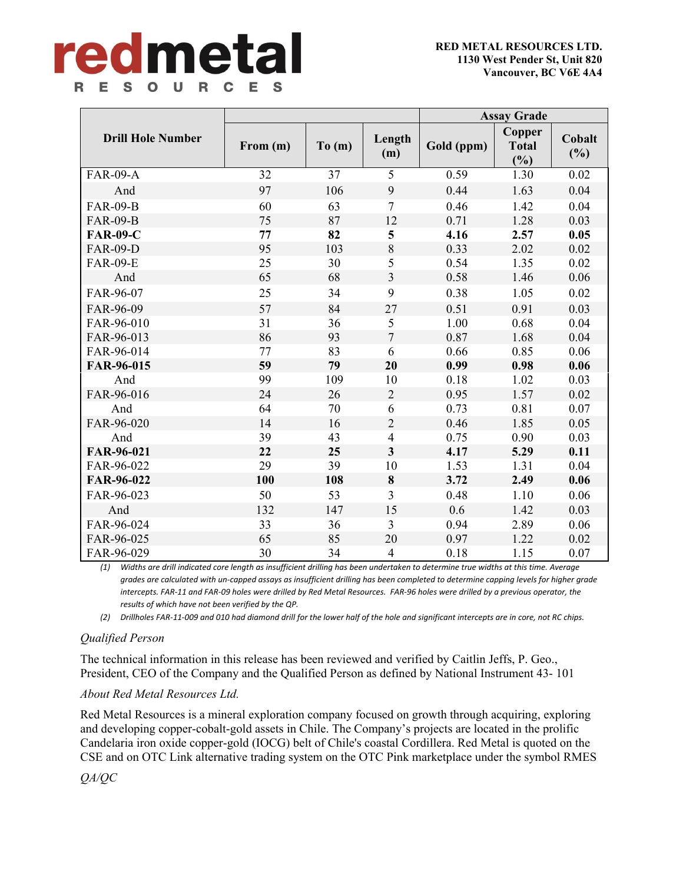**RED METAL RESOURCES LTD.**
**1130 West Pender St, Unit 820**
**Vancouver, BC V6E 4A4**

| Drill Hole Number | From (m) | To (m) | Length (m) | Assay Grade | | |
|---|---|---|---|---|---|---|
| | | | | Gold (ppm) | Copper Total (%) | Cobalt (%) |
| FAR-09-A | 32 | 37 | 5 | 0.59 | 1.30 | 0.02 |
| And | 97 | 106 | 9 | 0.44 | 1.63 | 0.04 |
| FAR-09-B | 60 | 63 | 7 | 0.46 | 1.42 | 0.04 |
| FAR-09-B | 75 | 87 | 12 | 0.71 | 1.28 | 0.03 |
| **FAR-09-C** | **77** | **82** | **5** | **4.16** | **2.57** | **0.05** |
| FAR-09-D | 95 | 103 | 8 | 0.33 | 2.02 | 0.02 |
| FAR-09-E | 25 | 30 | 5 | 0.54 | 1.35 | 0.02 |
| And | 65 | 68 | 3 | 0.58 | 1.46 | 0.06 |
| FAR-96-07 | 25 | 34 | 9 | 0.38 | 1.05 | 0.02 |
| FAR-96-09 | 57 | 84 | 27 | 0.51 | 0.91 | 0.03 |
| FAR-96-010 | 31 | 36 | 5 | 1.00 | 0.68 | 0.04 |
| FAR-96-013 | 86 | 93 | 7 | 0.87 | 1.68 | 0.04 |
| FAR-96-014 | 77 | 83 | 6 | 0.66 | 0.85 | 0.06 |
| **FAR-96-015** | **59** | **79** | **20** | **0.99** | **0.98** | **0.06** |
| And | 99 | 109 | 10 | 0.18 | 1.02 | 0.03 |
| FAR-96-016 | 24 | 26 | 2 | 0.95 | 1.57 | 0.02 |
| And | 64 | 70 | 6 | 0.73 | 0.81 | 0.07 |
| FAR-96-020 | 14 | 16 | 2 | 0.46 | 1.85 | 0.05 |
| And | 39 | 43 | 4 | 0.75 | 0.90 | 0.03 |
| **FAR-96-021** | **22** | **25** | **3** | **4.17** | **5.29** | **0.11** |
| FAR-96-022 | 29 | 39 | 10 | 1.53 | 1.31 | 0.04 |
| **FAR-96-022** | **100** | **108** | **8** | **3.72** | **2.49** | **0.06** |
| FAR-96-023 | 50 | 53 | 3 | 0.48 | 1.10 | 0.06 |
| And | 132 | 147 | 15 | 0.6 | 1.42 | 0.03 |
| FAR-96-024 | 33 | 36 | 3 | 0.94 | 2.89 | 0.06 |
| FAR-96-025 | 65 | 85 | 20 | 0.97 | 1.22 | 0.02 |
| FAR-96-029 | 30 | 34 | 4 | 0.18 | 1.15 | 0.07 |

*(1) Widths are drill indicated core length as insufficient drilling has been undertaken to determine true widths at this time. Average grades are calculated with un-capped assays as insufficient drilling has been completed to determine capping levels for higher grade intercepts. FAR-11 and FAR-09 holes were drilled by Red Metal Resources. FAR-96 holes were drilled by a previous operator, the results of which have not been verified by the QP.*

*(2) Drillholes FAR-11-009 and 010 had diamond drill for the lower half of the hole and significant intercepts are in core, not RC chips.*

*Qualified Person*

The technical information in this release has been reviewed and verified by Caitlin Jeffs, P. Geo., President, CEO of the Company and the Qualified Person as defined by National Instrument 43- 101

*About Red Metal Resources Ltd.*

Red Metal Resources is a mineral exploration company focused on growth through acquiring, exploring and developing copper-cobalt-gold assets in Chile. The Company's projects are located in the prolific Candelaria iron oxide copper-gold (IOCG) belt of Chile's coastal Cordillera. Red Metal is quoted on the CSE and on OTC Link alternative trading system on the OTC Pink marketplace under the symbol RMES

*QA/QC*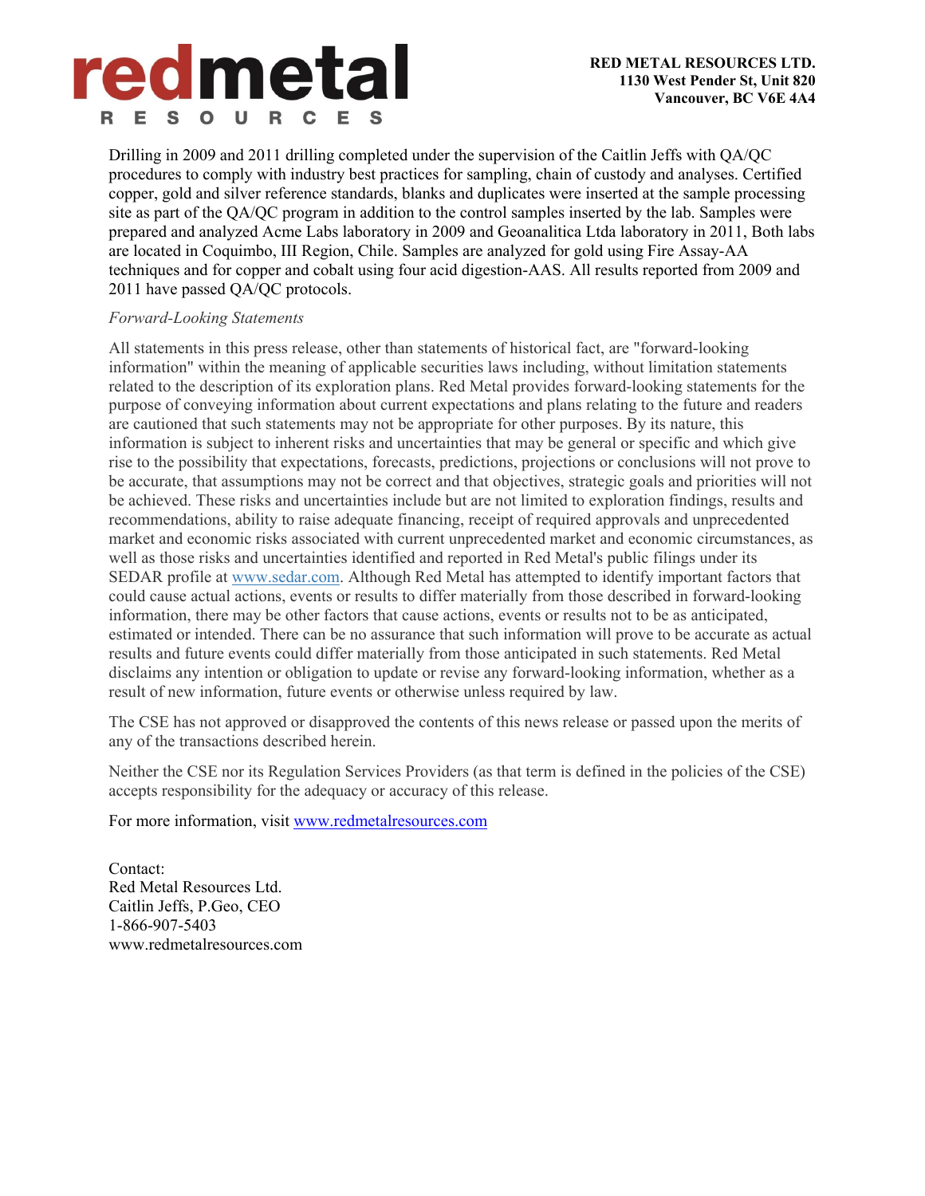Drilling in 2009 and 2011 drilling completed under the supervision of the Caitlin Jeffs with QA/QC procedures to comply with industry best practices for sampling, chain of custody and analyses. Certified copper, gold and silver reference standards, blanks and duplicates were inserted at the sample processing site as part of the QA/QC program in addition to the control samples inserted by the lab. Samples were prepared and analyzed Acme Labs laboratory in 2009 and Geoanalitica Ltda laboratory in 2011, Both labs are located in Coquimbo, III Region, Chile. Samples are analyzed for gold using Fire Assay-AA techniques and for copper and cobalt using four acid digestion-AAS. All results reported from 2009 and 2011 have passed QA/QC protocols.

*Forward-Looking Statements*

All statements in this press release, other than statements of historical fact, are "forward-looking information" within the meaning of applicable securities laws including, without limitation statements related to the description of its exploration plans. Red Metal provides forward-looking statements for the purpose of conveying information about current expectations and plans relating to the future and readers are cautioned that such statements may not be appropriate for other purposes. By its nature, this information is subject to inherent risks and uncertainties that may be general or specific and which give rise to the possibility that expectations, forecasts, predictions, projections or conclusions will not prove to be accurate, that assumptions may not be correct and that objectives, strategic goals and priorities will not be achieved. These risks and uncertainties include but are not limited to exploration findings, results and recommendations, ability to raise adequate financing, receipt of required approvals and unprecedented market and economic risks associated with current unprecedented market and economic circumstances, as well as those risks and uncertainties identified and reported in Red Metal's public filings under its SEDAR profile at [www.sedar.com](http://www.sedar.com). Although Red Metal has attempted to identify important factors that could cause actual actions, events or results to differ materially from those described in forward-looking information, there may be other factors that cause actions, events or results not to be as anticipated, estimated or intended. There can be no assurance that such information will prove to be accurate as actual results and future events could differ materially from those anticipated in such statements. Red Metal disclaims any intention or obligation to update or revise any forward-looking information, whether as a result of new information, future events or otherwise unless required by law.

The CSE has not approved or disapproved the contents of this news release or passed upon the merits of any of the transactions described herein.

Neither the CSE nor its Regulation Services Providers (as that term is defined in the policies of the CSE) accepts responsibility for the adequacy or accuracy of this release.

For more information, visit [www.redmetalresources.com](http://www.redmetalresources.com)

Contact:
Red Metal Resources Ltd.
Caitlin Jeffs, P.Geo, CEO
1-866-907-5403
www.redmetalresources.com